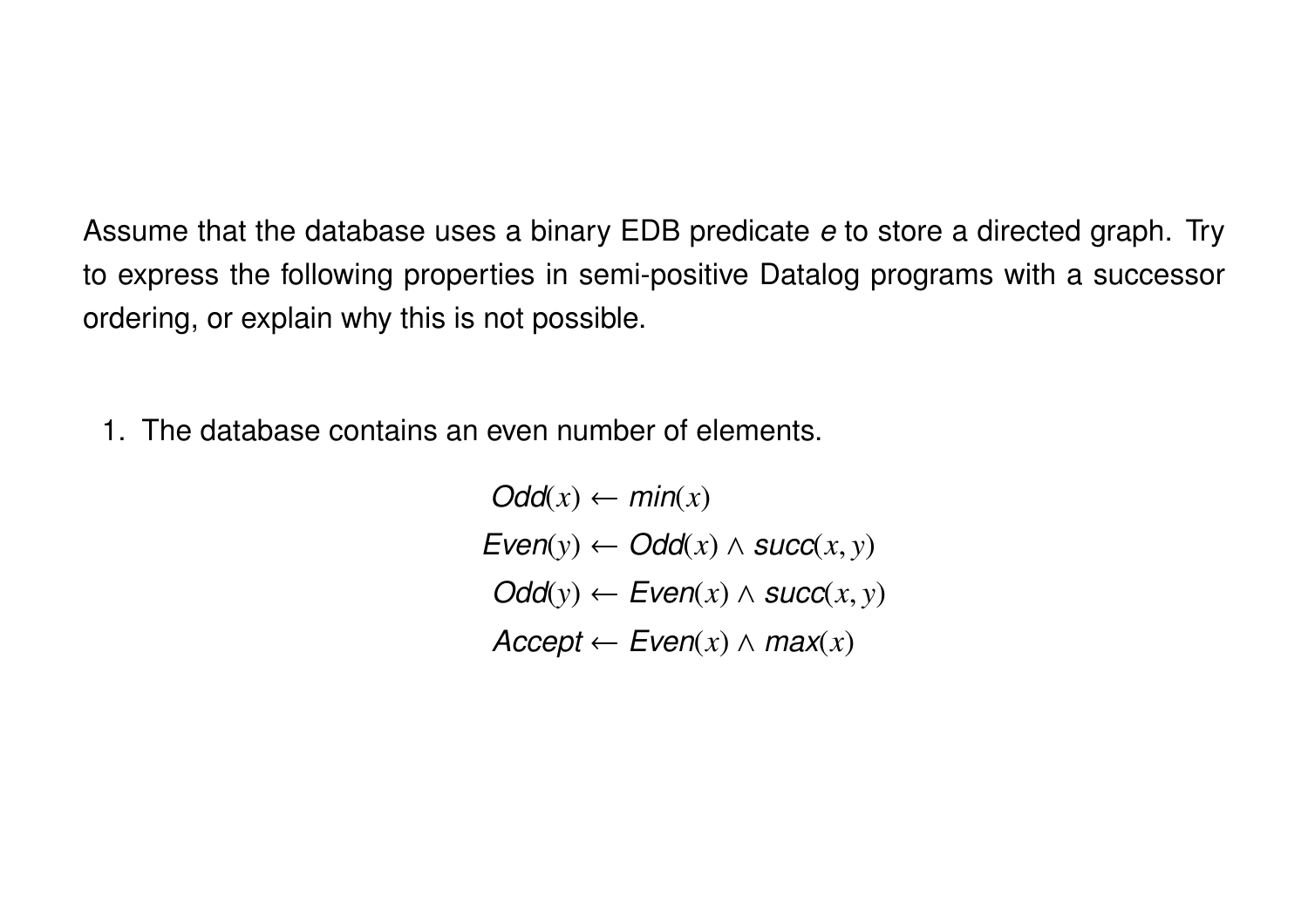Assume that the database uses a binary EDB predicate *e* to store a directed graph. Try to express the following properties in semi-positive Datalog programs with a successor ordering, or explain why this is not possible.

1. The database contains an even number of elements.

$$
\begin{aligned}
\textit{Odd}(x) &\leftarrow \textit{min}(x) \\
\textit{Even}(y) &\leftarrow \textit{Odd}(x) \land \textit{succ}(x, y) \\
\textit{Odd}(y) &\leftarrow \textit{Even}(x) \land \textit{succ}(x, y) \\
\textit{Accept} &\leftarrow \textit{Even}(x) \land \textit{max}(x)
\end{aligned}
$$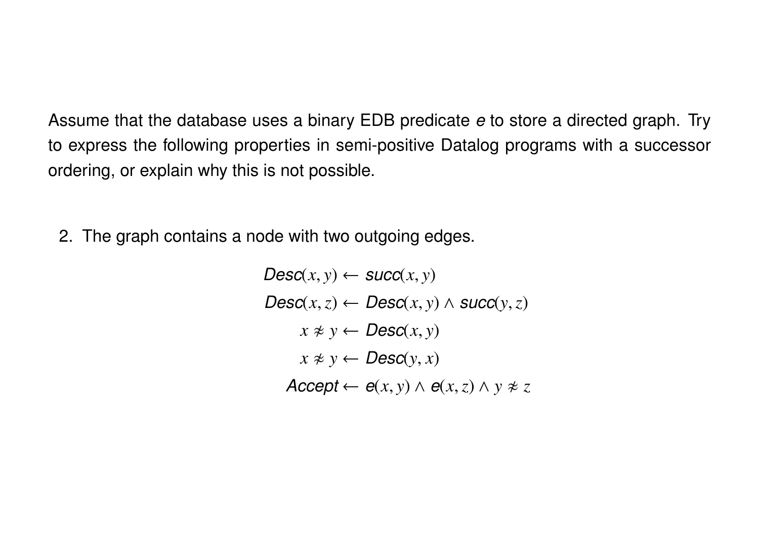Assume that the database uses a binary EDB predicate *e* to store a directed graph. Try to express the following properties in semi-positive Datalog programs with a successor ordering, or explain why this is not possible.

2. The graph contains a node with two outgoing edges.

$$
\begin{aligned}
\mathit{Desc}(x, y) &\leftarrow \mathit{succ}(x, y) \\
\mathit{Desc}(x, z) &\leftarrow \mathit{Desc}(x, y) \wedge \mathit{succ}(y, z) \\
x \not\approx y &\leftarrow \mathit{Desc}(x, y) \\
x \not\approx y &\leftarrow \mathit{Desc}(y, x) \\
\mathit{Accept} &\leftarrow e(x, y) \wedge e(x, z) \wedge y \not\approx z
\end{aligned}
$$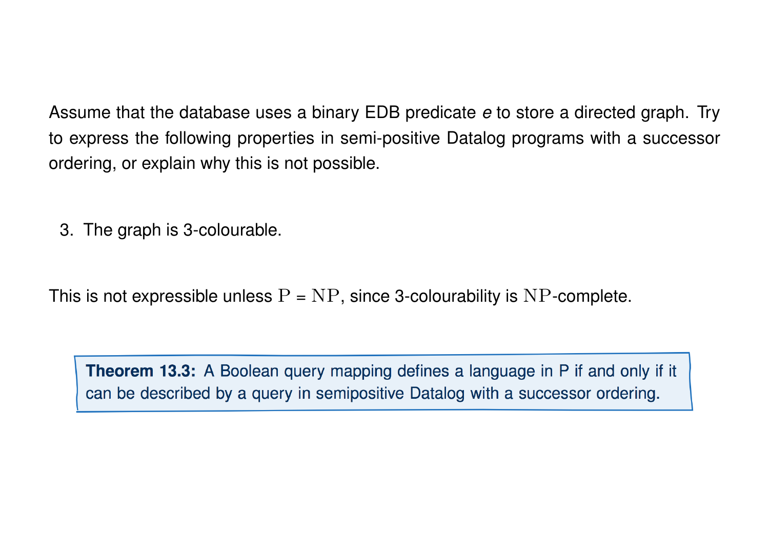Assume that the database uses a binary EDB predicate *e* to store a directed graph. Try to express the following properties in semi-positive Datalog programs with a successor ordering, or explain why this is not possible.

3. The graph is 3-colourable.

This is not expressible unless $\mathrm{P} = \mathrm{NP}$, since 3-colourability is $\mathrm{NP}$-complete.

> **Theorem 13.3:** A Boolean query mapping defines a language in P if and only if it can be described by a query in semipositive Datalog with a successor ordering.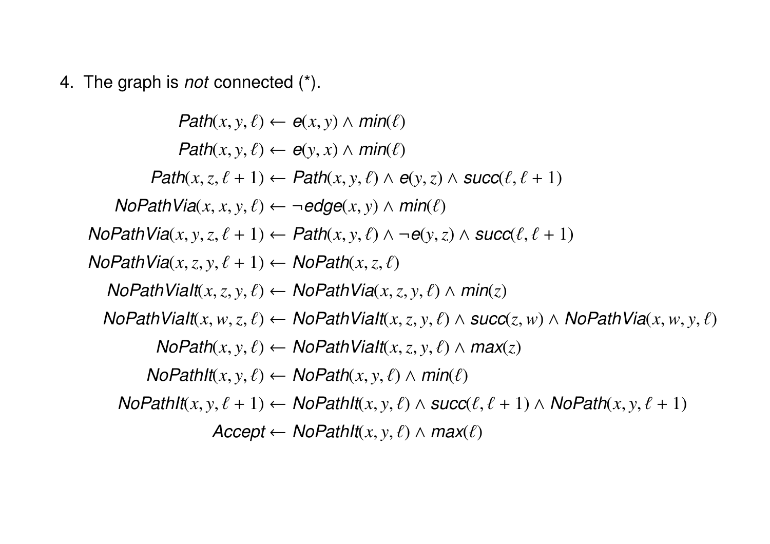4. The graph is *not* connected (*).

$$
\begin{aligned}
\textit{Path}(x, y, \ell) &\leftarrow \textit{e}(x, y) \land \textit{min}(\ell) \\
\textit{Path}(x, y, \ell) &\leftarrow \textit{e}(y, x) \land \textit{min}(\ell) \\
\textit{Path}(x, z, \ell + 1) &\leftarrow \textit{Path}(x, y, \ell) \land \textit{e}(y, z) \land \textit{succ}(\ell, \ell + 1) \\
\textit{NoPathVia}(x, x, y, \ell) &\leftarrow \neg \textit{edge}(x, y) \land \textit{min}(\ell) \\
\textit{NoPathVia}(x, y, z, \ell + 1) &\leftarrow \textit{Path}(x, y, \ell) \land \neg \textit{e}(y, z) \land \textit{succ}(\ell, \ell + 1) \\
\textit{NoPathVia}(x, z, y, \ell + 1) &\leftarrow \textit{NoPath}(x, z, \ell) \\
\textit{NoPathViaIt}(x, z, y, \ell) &\leftarrow \textit{NoPathVia}(x, z, y, \ell) \land \textit{min}(z) \\
\textit{NoPathViaIt}(x, w, z, \ell) &\leftarrow \textit{NoPathViaIt}(x, z, y, \ell) \land \textit{succ}(z, w) \land \textit{NoPathVia}(x, w, y, \ell) \\
\textit{NoPath}(x, y, \ell) &\leftarrow \textit{NoPathViaIt}(x, z, y, \ell) \land \textit{max}(z) \\
\textit{NoPathIt}(x, y, \ell) &\leftarrow \textit{NoPath}(x, y, \ell) \land \textit{min}(\ell) \\
\textit{NoPathIt}(x, y, \ell + 1) &\leftarrow \textit{NoPathIt}(x, y, \ell) \land \textit{succ}(\ell, \ell + 1) \land \textit{NoPath}(x, y, \ell + 1) \\
\textit{Accept} &\leftarrow \textit{NoPathIt}(x, y, \ell) \land \textit{max}(\ell)
\end{aligned}
$$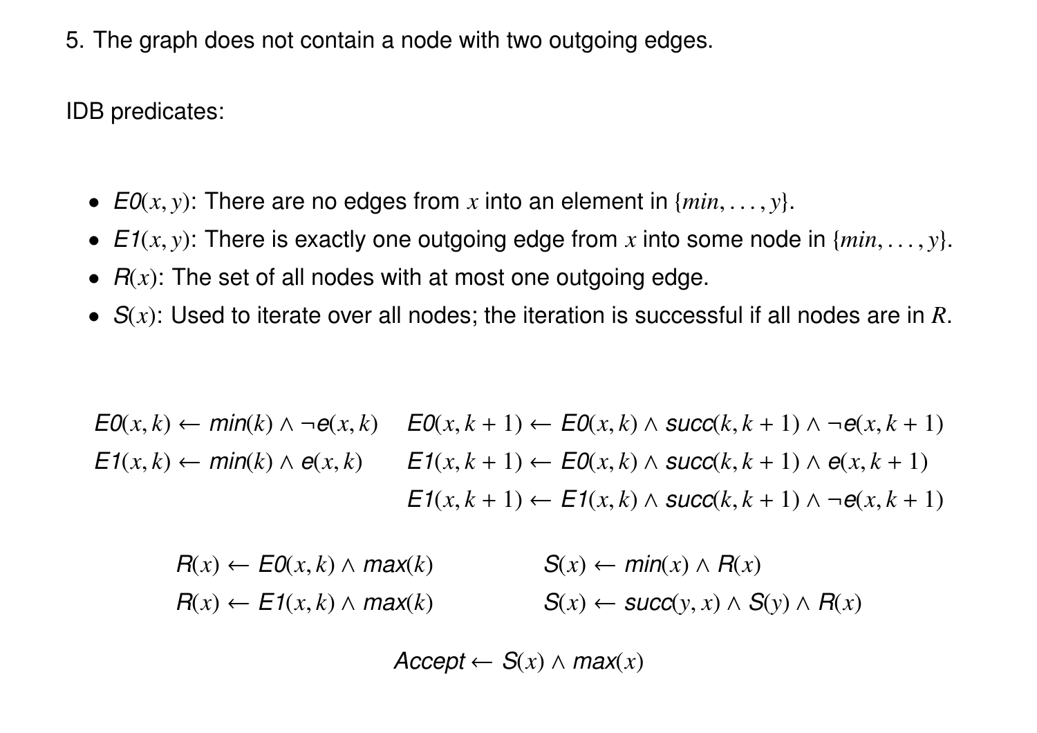5. The graph does not contain a node with two outgoing edges.

IDB predicates:

- $E0(x, y)$: There are no edges from $x$ into an element in $\{min, \ldots, y\}$.
- $E1(x, y)$: There is exactly one outgoing edge from $x$ into some node in $\{min, \ldots, y\}$.
- $R(x)$: The set of all nodes with at most one outgoing edge.
- $S(x)$: Used to iterate over all nodes; the iteration is successful if all nodes are in $R$.

$$E0(x, k) \leftarrow min(k) \wedge \neg e(x, k) \qquad E0(x, k+1) \leftarrow E0(x, k) \wedge succ(k, k+1) \wedge \neg e(x, k+1)$$

$$E1(x, k) \leftarrow min(k) \wedge e(x, k) \qquad E1(x, k+1) \leftarrow E0(x, k) \wedge succ(k, k+1) \wedge e(x, k+1)$$

$$E1(x, k+1) \leftarrow E1(x, k) \wedge succ(k, k+1) \wedge \neg e(x, k+1)$$

$$R(x) \leftarrow E0(x, k) \wedge max(k) \qquad S(x) \leftarrow min(x) \wedge R(x)$$

$$R(x) \leftarrow E1(x, k) \wedge max(k) \qquad S(x) \leftarrow succ(y, x) \wedge S(y) \wedge R(x)$$

$$Accept \leftarrow S(x) \wedge max(x)$$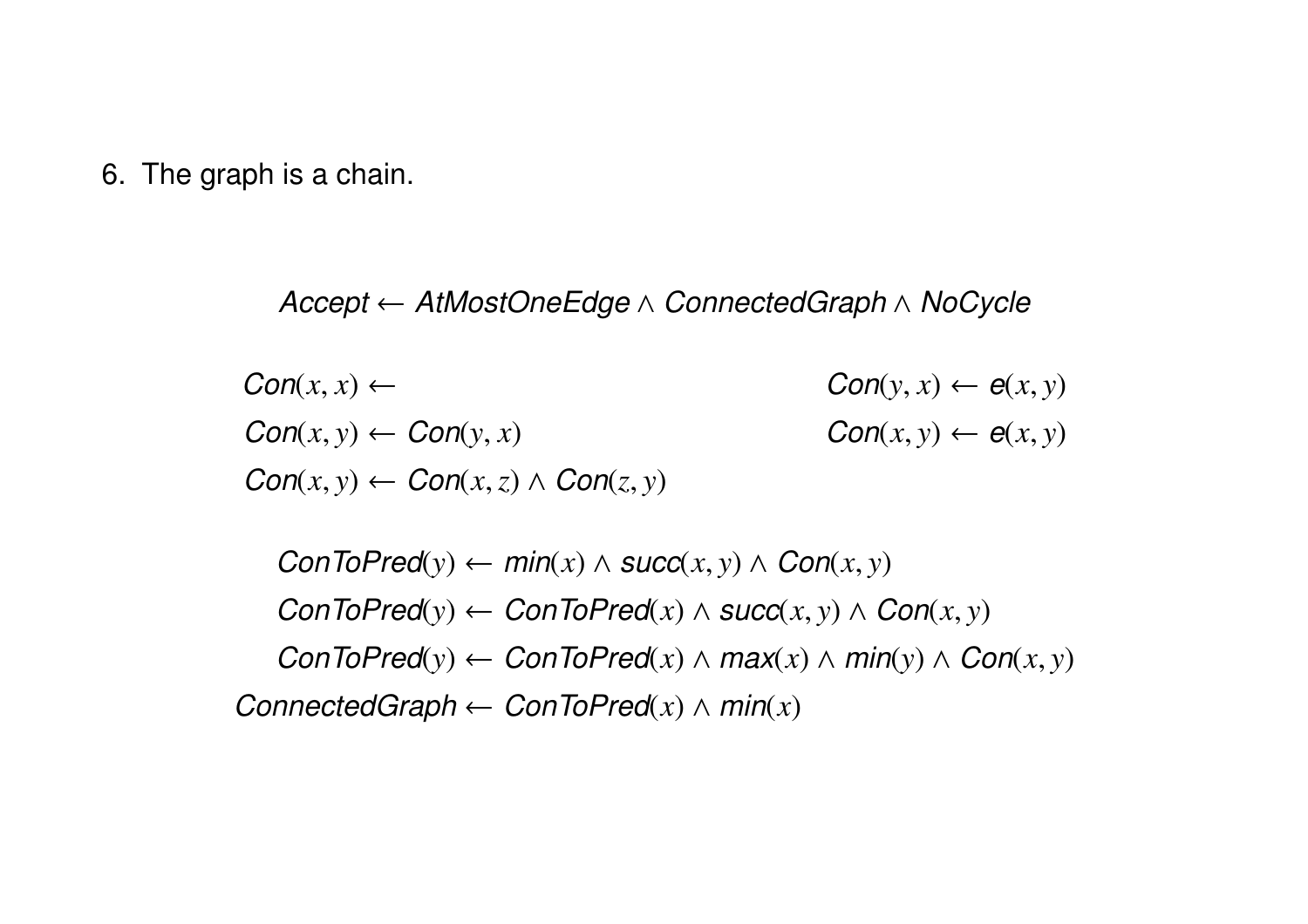6. The graph is a chain.

$$\mathit{Accept} \leftarrow \mathit{AtMostOneEdge} \wedge \mathit{ConnectedGraph} \wedge \mathit{NoCycle}$$

$$\mathit{Con}(x,x) \leftarrow \qquad\qquad \mathit{Con}(y,x) \leftarrow e(x,y)$$

$$\mathit{Con}(x,y) \leftarrow \mathit{Con}(y,x) \qquad\qquad \mathit{Con}(x,y) \leftarrow e(x,y)$$

$$\mathit{Con}(x,y) \leftarrow \mathit{Con}(x,z) \wedge \mathit{Con}(z,y)$$

$$\mathit{ConToPred}(y) \leftarrow \mathit{min}(x) \wedge \mathit{succ}(x,y) \wedge \mathit{Con}(x,y)$$

$$\mathit{ConToPred}(y) \leftarrow \mathit{ConToPred}(x) \wedge \mathit{succ}(x,y) \wedge \mathit{Con}(x,y)$$

$$\mathit{ConToPred}(y) \leftarrow \mathit{ConToPred}(x) \wedge \mathit{max}(x) \wedge \mathit{min}(y) \wedge \mathit{Con}(x,y)$$

$$\mathit{ConnectedGraph} \leftarrow \mathit{ConToPred}(x) \wedge \mathit{min}(x)$$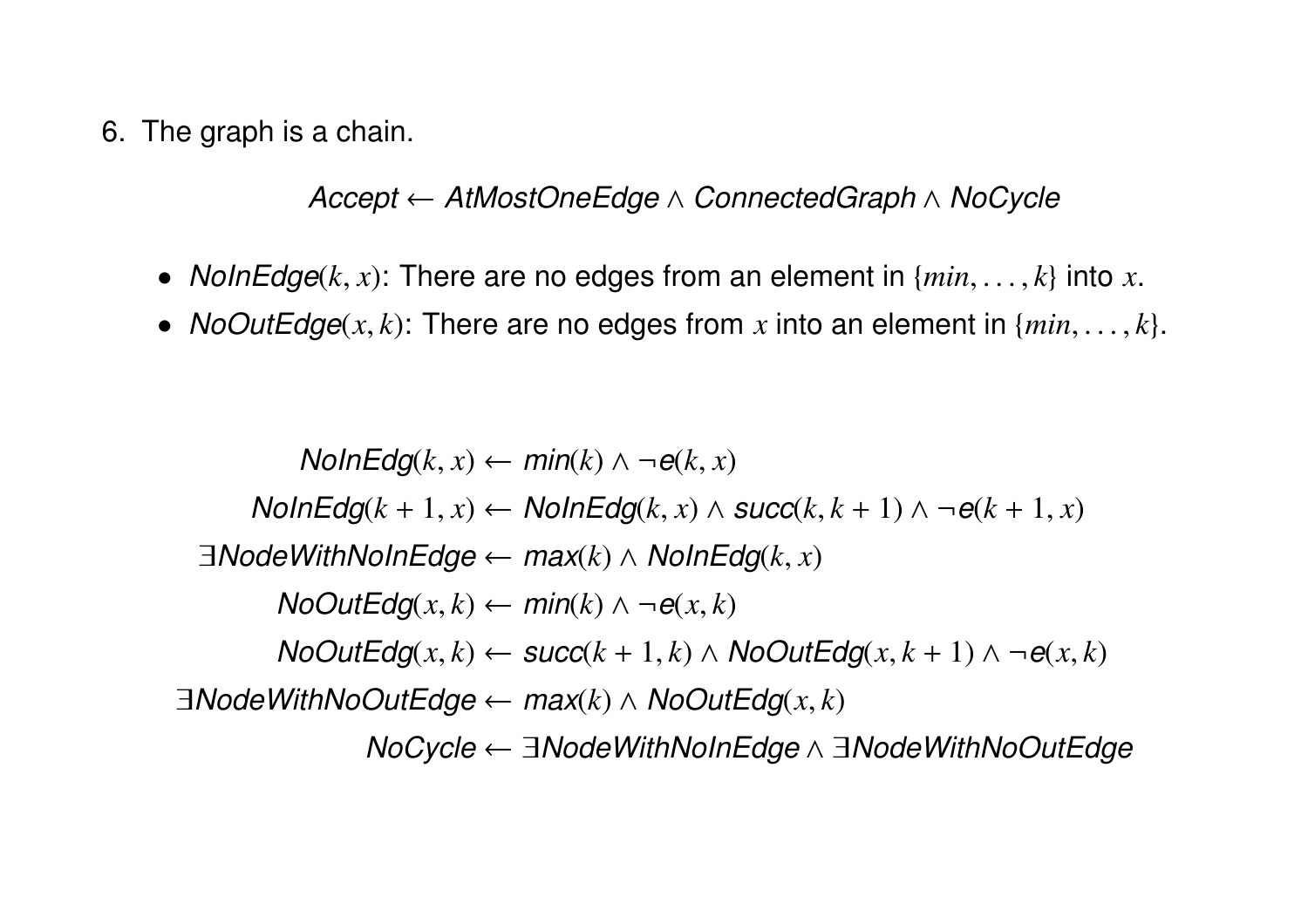6. The graph is a chain.

$$\textit{Accept} \leftarrow \textit{AtMostOneEdge} \wedge \textit{ConnectedGraph} \wedge \textit{NoCycle}$$

- *NoInEdge*$(k, x)$: There are no edges from an element in $\{min, \ldots, k\}$ into $x$.
- *NoOutEdge*$(x, k)$: There are no edges from $x$ into an element in $\{min, \ldots, k\}$.

$$
\begin{aligned}
\textit{NoInEdg}(k, x) &\leftarrow \textit{min}(k) \wedge \neg \textit{e}(k, x) \\
\textit{NoInEdg}(k+1, x) &\leftarrow \textit{NoInEdg}(k, x) \wedge \textit{succ}(k, k+1) \wedge \neg \textit{e}(k+1, x) \\
\exists \textit{NodeWithNoInEdge} &\leftarrow \textit{max}(k) \wedge \textit{NoInEdg}(k, x) \\
\textit{NoOutEdg}(x, k) &\leftarrow \textit{min}(k) \wedge \neg \textit{e}(x, k) \\
\textit{NoOutEdg}(x, k) &\leftarrow \textit{succ}(k+1, k) \wedge \textit{NoOutEdg}(x, k+1) \wedge \neg \textit{e}(x, k) \\
\exists \textit{NodeWithNoOutEdge} &\leftarrow \textit{max}(k) \wedge \textit{NoOutEdg}(x, k) \\
\textit{NoCycle} &\leftarrow \exists \textit{NodeWithNoInEdge} \wedge \exists \textit{NodeWithNoOutEdge}
\end{aligned}
$$